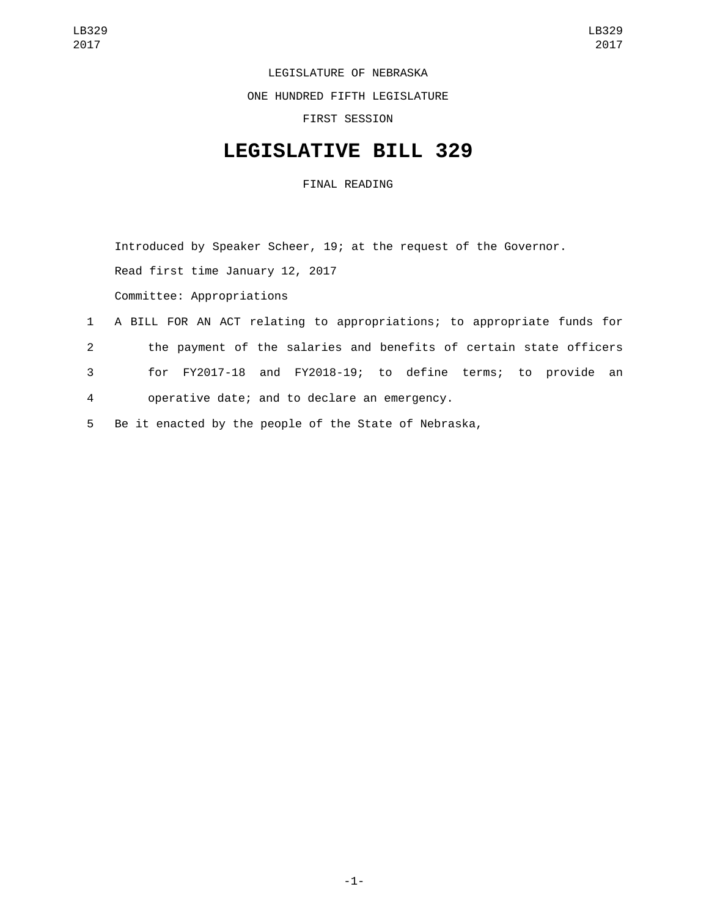LEGISLATURE OF NEBRASKA

ONE HUNDRED FIFTH LEGISLATURE

FIRST SESSION

# LEGISLATIVE BILL 329

FINAL READING

Introduced by Speaker Scheer, 19; at the request of the Governor.

Read first time January 12, 2017

Committee: Appropriations

1 A BILL FOR AN ACT relating to appropriations; to appropriate funds for
2 the payment of the salaries and benefits of certain state officers
3 for FY2017-18 and FY2018-19; to define terms; to provide an
4 operative date; and to declare an emergency.

5 Be it enacted by the people of the State of Nebraska,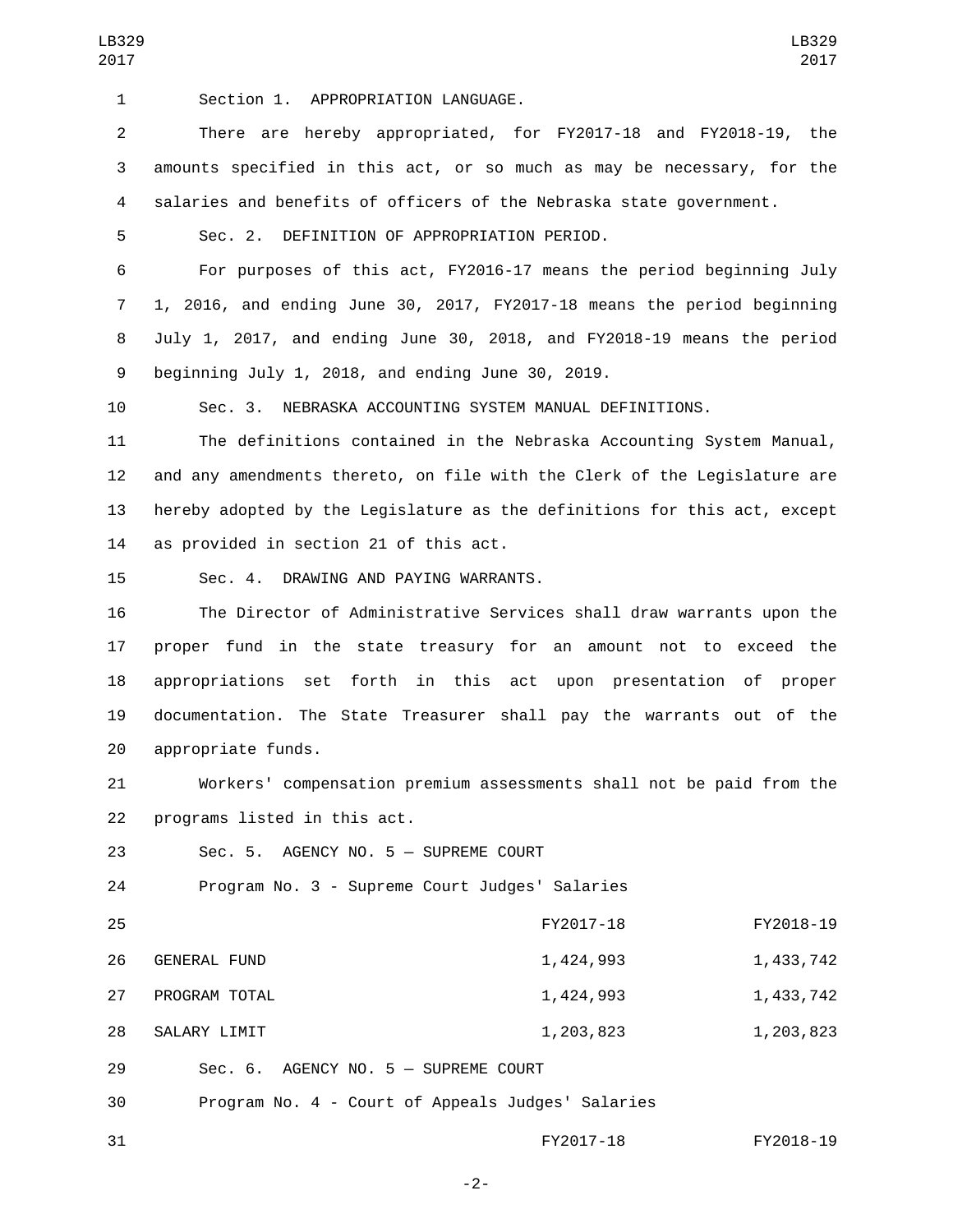Section 1. APPROPRIATION LANGUAGE.

There are hereby appropriated, for FY2017-18 and FY2018-19, the amounts specified in this act, or so much as may be necessary, for the salaries and benefits of officers of the Nebraska state government.

Sec. 2. DEFINITION OF APPROPRIATION PERIOD.

For purposes of this act, FY2016-17 means the period beginning July 1, 2016, and ending June 30, 2017, FY2017-18 means the period beginning July 1, 2017, and ending June 30, 2018, and FY2018-19 means the period beginning July 1, 2018, and ending June 30, 2019.

Sec. 3. NEBRASKA ACCOUNTING SYSTEM MANUAL DEFINITIONS.

The definitions contained in the Nebraska Accounting System Manual, and any amendments thereto, on file with the Clerk of the Legislature are hereby adopted by the Legislature as the definitions for this act, except as provided in section 21 of this act.

Sec. 4. DRAWING AND PAYING WARRANTS.

The Director of Administrative Services shall draw warrants upon the proper fund in the state treasury for an amount not to exceed the appropriations set forth in this act upon presentation of proper documentation. The State Treasurer shall pay the warrants out of the appropriate funds.

Workers' compensation premium assessments shall not be paid from the programs listed in this act.

Sec. 5. AGENCY NO. 5 — SUPREME COURT

Program No. 3 - Supreme Court Judges' Salaries

| | FY2017-18 | FY2018-19 |
|---|---|---|
| GENERAL FUND | 1,424,993 | 1,433,742 |
| PROGRAM TOTAL | 1,424,993 | 1,433,742 |
| SALARY LIMIT | 1,203,823 | 1,203,823 |

Sec. 6. AGENCY NO. 5 — SUPREME COURT

Program No. 4 - Court of Appeals Judges' Salaries

| | FY2017-18 | FY2018-19 |
|---|---|---|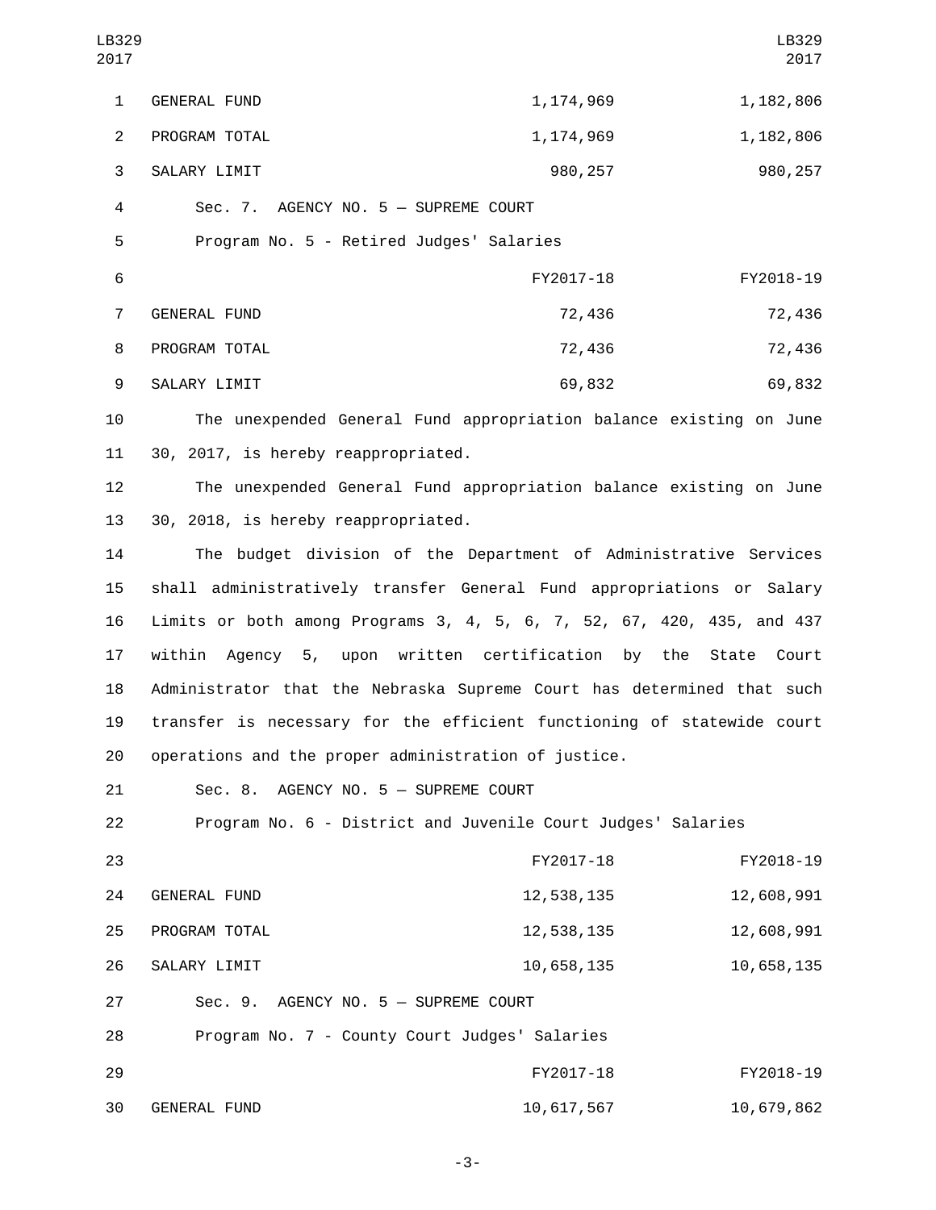| | | |
|---|---|---|
| GENERAL FUND | 1,174,969 | 1,182,806 |
| PROGRAM TOTAL | 1,174,969 | 1,182,806 |
| SALARY LIMIT | 980,257 | 980,257 |

Sec. 7. AGENCY NO. 5 — SUPREME COURT

Program No. 5 - Retired Judges' Salaries

| | FY2017-18 | FY2018-19 |
|---|---|---|
| GENERAL FUND | 72,436 | 72,436 |
| PROGRAM TOTAL | 72,436 | 72,436 |
| SALARY LIMIT | 69,832 | 69,832 |

The unexpended General Fund appropriation balance existing on June 30, 2017, is hereby reappropriated.

The unexpended General Fund appropriation balance existing on June 30, 2018, is hereby reappropriated.

The budget division of the Department of Administrative Services shall administratively transfer General Fund appropriations or Salary Limits or both among Programs 3, 4, 5, 6, 7, 52, 67, 420, 435, and 437 within Agency 5, upon written certification by the State Court Administrator that the Nebraska Supreme Court has determined that such transfer is necessary for the efficient functioning of statewide court operations and the proper administration of justice.

Sec. 8. AGENCY NO. 5 — SUPREME COURT

Program No. 6 - District and Juvenile Court Judges' Salaries

| | FY2017-18 | FY2018-19 |
|---|---|---|
| GENERAL FUND | 12,538,135 | 12,608,991 |
| PROGRAM TOTAL | 12,538,135 | 12,608,991 |
| SALARY LIMIT | 10,658,135 | 10,658,135 |

Sec. 9. AGENCY NO. 5 — SUPREME COURT

Program No. 7 - County Court Judges' Salaries

| | FY2017-18 | FY2018-19 |
|---|---|---|
| GENERAL FUND | 10,617,567 | 10,679,862 |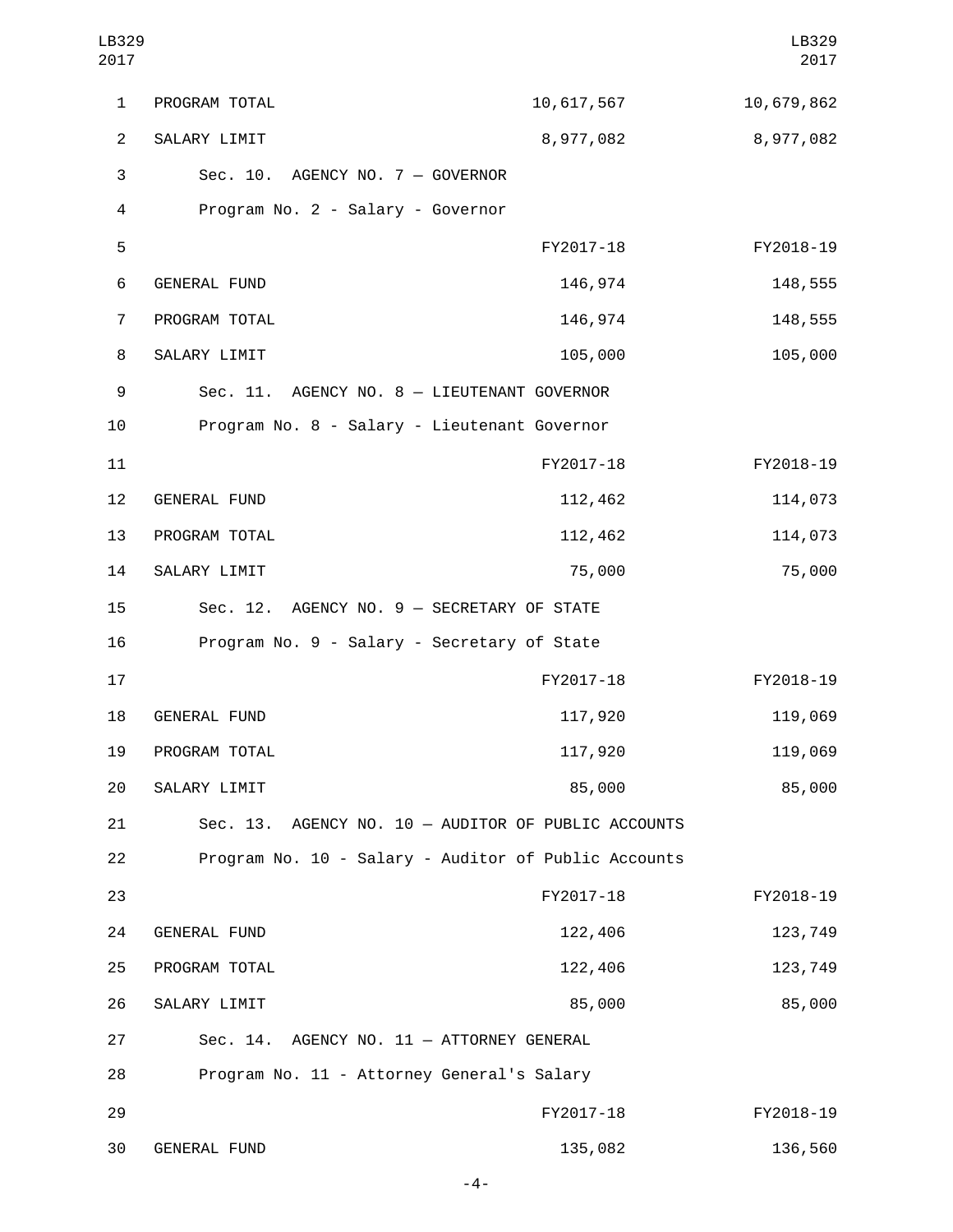| | | |
|---|---|---|
| PROGRAM TOTAL | 10,617,567 | 10,679,862 |
| SALARY LIMIT | 8,977,082 | 8,977,082 |

Sec. 10. AGENCY NO. 7 — GOVERNOR

Program No. 2 - Salary - Governor

| | FY2017-18 | FY2018-19 |
|---|---|---|
| GENERAL FUND | 146,974 | 148,555 |
| PROGRAM TOTAL | 146,974 | 148,555 |
| SALARY LIMIT | 105,000 | 105,000 |

Sec. 11. AGENCY NO. 8 — LIEUTENANT GOVERNOR

Program No. 8 - Salary - Lieutenant Governor

| | FY2017-18 | FY2018-19 |
|---|---|---|
| GENERAL FUND | 112,462 | 114,073 |
| PROGRAM TOTAL | 112,462 | 114,073 |
| SALARY LIMIT | 75,000 | 75,000 |

Sec. 12. AGENCY NO. 9 — SECRETARY OF STATE

Program No. 9 - Salary - Secretary of State

| | FY2017-18 | FY2018-19 |
|---|---|---|
| GENERAL FUND | 117,920 | 119,069 |
| PROGRAM TOTAL | 117,920 | 119,069 |
| SALARY LIMIT | 85,000 | 85,000 |

Sec. 13. AGENCY NO. 10 — AUDITOR OF PUBLIC ACCOUNTS

Program No. 10 - Salary - Auditor of Public Accounts

| | FY2017-18 | FY2018-19 |
|---|---|---|
| GENERAL FUND | 122,406 | 123,749 |
| PROGRAM TOTAL | 122,406 | 123,749 |
| SALARY LIMIT | 85,000 | 85,000 |

Sec. 14. AGENCY NO. 11 — ATTORNEY GENERAL

Program No. 11 - Attorney General's Salary

| | FY2017-18 | FY2018-19 |
|---|---|---|
| GENERAL FUND | 135,082 | 136,560 |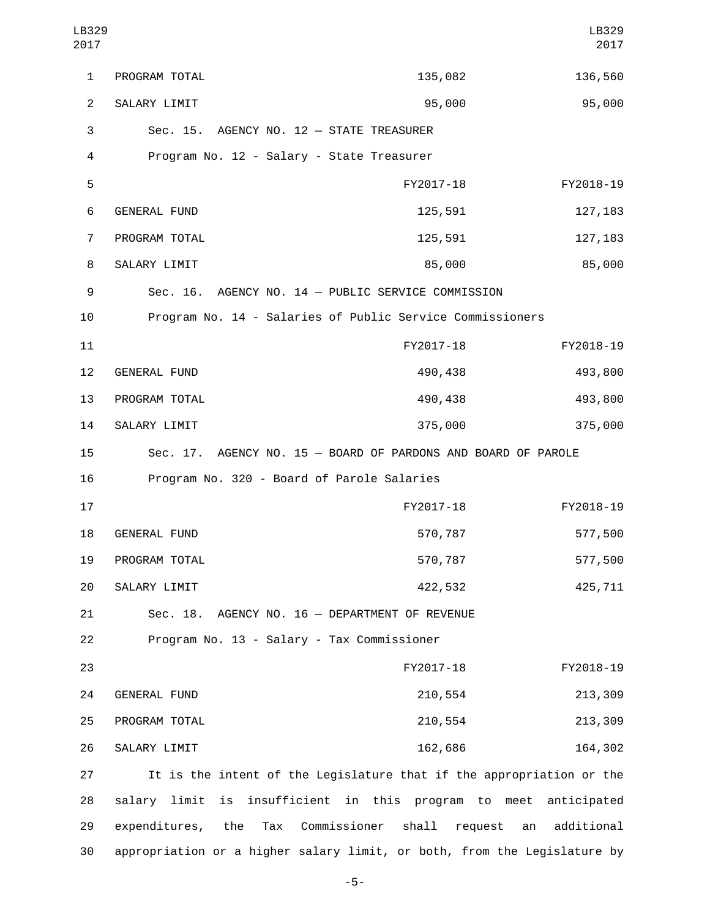| | | |
|---|---|---|
| PROGRAM TOTAL | 135,082 | 136,560 |
| SALARY LIMIT | 95,000 | 95,000 |

Sec. 15. AGENCY NO. 12 — STATE TREASURER

Program No. 12 - Salary - State Treasurer

| | FY2017-18 | FY2018-19 |
|---|---|---|
| GENERAL FUND | 125,591 | 127,183 |
| PROGRAM TOTAL | 125,591 | 127,183 |
| SALARY LIMIT | 85,000 | 85,000 |

Sec. 16. AGENCY NO. 14 — PUBLIC SERVICE COMMISSION

Program No. 14 - Salaries of Public Service Commissioners

| | FY2017-18 | FY2018-19 |
|---|---|---|
| GENERAL FUND | 490,438 | 493,800 |
| PROGRAM TOTAL | 490,438 | 493,800 |
| SALARY LIMIT | 375,000 | 375,000 |

Sec. 17. AGENCY NO. 15 — BOARD OF PARDONS AND BOARD OF PAROLE

Program No. 320 - Board of Parole Salaries

| | FY2017-18 | FY2018-19 |
|---|---|---|
| GENERAL FUND | 570,787 | 577,500 |
| PROGRAM TOTAL | 570,787 | 577,500 |
| SALARY LIMIT | 422,532 | 425,711 |

Sec. 18. AGENCY NO. 16 — DEPARTMENT OF REVENUE

Program No. 13 - Salary - Tax Commissioner

| | FY2017-18 | FY2018-19 |
|---|---|---|
| GENERAL FUND | 210,554 | 213,309 |
| PROGRAM TOTAL | 210,554 | 213,309 |
| SALARY LIMIT | 162,686 | 164,302 |

It is the intent of the Legislature that if the appropriation or the salary limit is insufficient in this program to meet anticipated expenditures, the Tax Commissioner shall request an additional appropriation or a higher salary limit, or both, from the Legislature by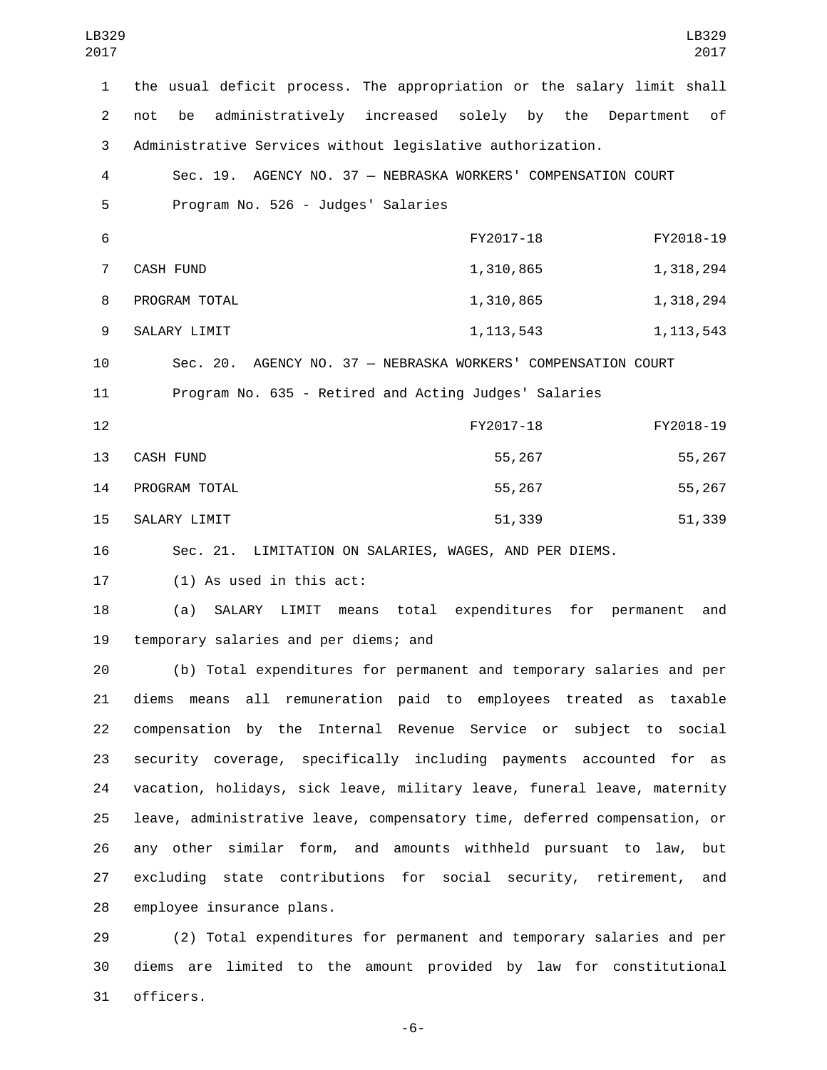the usual deficit process. The appropriation or the salary limit shall not be administratively increased solely by the Department of Administrative Services without legislative authorization.

Sec. 19. AGENCY NO. 37 — NEBRASKA WORKERS' COMPENSATION COURT

Program No. 526 - Judges' Salaries

| | FY2017-18 | FY2018-19 |
|---|---|---|
| CASH FUND | 1,310,865 | 1,318,294 |
| PROGRAM TOTAL | 1,310,865 | 1,318,294 |
| SALARY LIMIT | 1,113,543 | 1,113,543 |

Sec. 20. AGENCY NO. 37 — NEBRASKA WORKERS' COMPENSATION COURT

Program No. 635 - Retired and Acting Judges' Salaries

| | FY2017-18 | FY2018-19 |
|---|---|---|
| CASH FUND | 55,267 | 55,267 |
| PROGRAM TOTAL | 55,267 | 55,267 |
| SALARY LIMIT | 51,339 | 51,339 |

Sec. 21. LIMITATION ON SALARIES, WAGES, AND PER DIEMS.

(1) As used in this act:

(a) SALARY LIMIT means total expenditures for permanent and temporary salaries and per diems; and

(b) Total expenditures for permanent and temporary salaries and per diems means all remuneration paid to employees treated as taxable compensation by the Internal Revenue Service or subject to social security coverage, specifically including payments accounted for as vacation, holidays, sick leave, military leave, funeral leave, maternity leave, administrative leave, compensatory time, deferred compensation, or any other similar form, and amounts withheld pursuant to law, but excluding state contributions for social security, retirement, and employee insurance plans.

(2) Total expenditures for permanent and temporary salaries and per diems are limited to the amount provided by law for constitutional officers.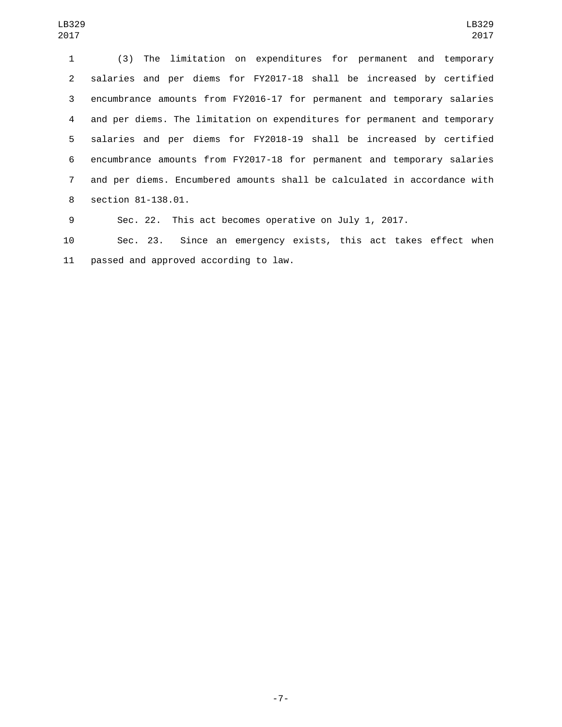(3) The limitation on expenditures for permanent and temporary salaries and per diems for FY2017-18 shall be increased by certified encumbrance amounts from FY2016-17 for permanent and temporary salaries and per diems. The limitation on expenditures for permanent and temporary salaries and per diems for FY2018-19 shall be increased by certified encumbrance amounts from FY2017-18 for permanent and temporary salaries and per diems. Encumbered amounts shall be calculated in accordance with section 81-138.01.

Sec. 22. This act becomes operative on July 1, 2017.

Sec. 23. Since an emergency exists, this act takes effect when passed and approved according to law.